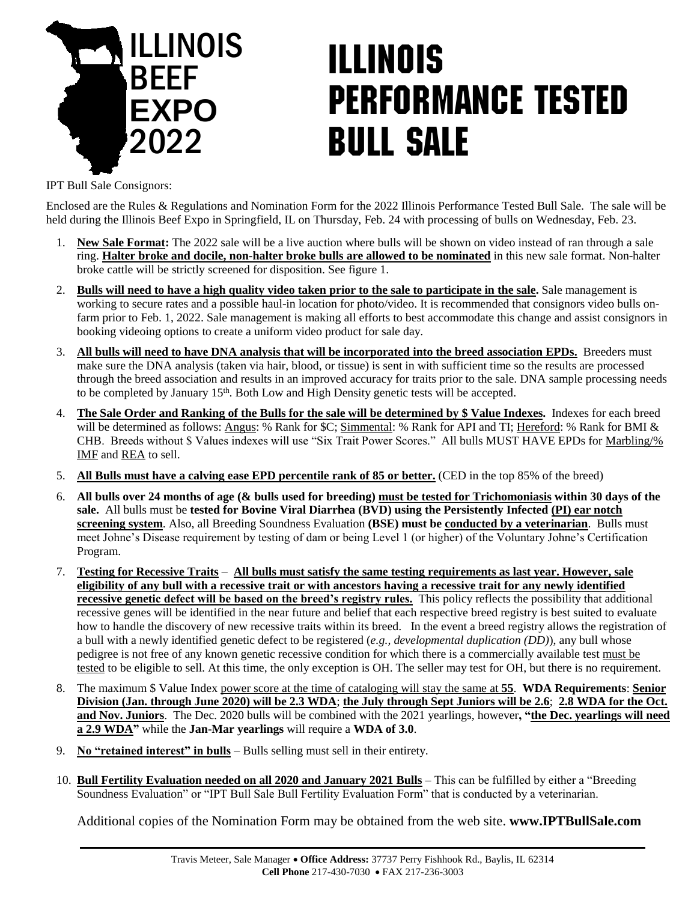ILLINOIS BEEF EXPO 2022

# ILLINOIS PERFORMANCE TESTED BULL SALE

IPT Bull Sale Consignors:

Enclosed are the Rules & Regulations and Nomination Form for the 2022 Illinois Performance Tested Bull Sale. The sale will be held during the Illinois Beef Expo in Springfield, IL on Thursday, Feb. 24 with processing of bulls on Wednesday, Feb. 23.

1. **New Sale Format:** The 2022 sale will be a live auction where bulls will be shown on video instead of ran through a sale ring. **Halter broke and docile, non-halter broke bulls are allowed to be nominated** in this new sale format. Non-halter broke cattle will be strictly screened for disposition. See figure 1.
2. **Bulls will need to have a high quality video taken prior to the sale to participate in the sale.** Sale management is working to secure rates and a possible haul-in location for photo/video. It is recommended that consignors video bulls on-farm prior to Feb. 1, 2022. Sale management is making all efforts to best accommodate this change and assist consignors in booking videoing options to create a uniform video product for sale day.
3. **All bulls will need to have DNA analysis that will be incorporated into the breed association EPDs.** Breeders must make sure the DNA analysis (taken via hair, blood, or tissue) is sent in with sufficient time so the results are processed through the breed association and results in an improved accuracy for traits prior to the sale. DNA sample processing needs to be completed by January 15th. Both Low and High Density genetic tests will be accepted.
4. **The Sale Order and Ranking of the Bulls for the sale will be determined by $ Value Indexes.** Indexes for each breed will be determined as follows: Angus: % Rank for $C; Simmental: % Rank for API and TI; Hereford: % Rank for BMI & CHB. Breeds without $ Values indexes will use "Six Trait Power Scores." All bulls MUST HAVE EPDs for Marbling/% IMF and REA to sell.
5. **All Bulls must have a calving ease EPD percentile rank of 85 or better.** (CED in the top 85% of the breed)
6. **All bulls over 24 months of age (& bulls used for breeding) must be tested for Trichomoniasis within 30 days of the sale.** All bulls must be **tested for Bovine Viral Diarrhea (BVD) using the Persistently Infected (PI) ear notch screening system**. Also, all Breeding Soundness Evaluation **(BSE) must be conducted by a veterinarian**. Bulls must meet Johne's Disease requirement by testing of dam or being Level 1 (or higher) of the Voluntary Johne's Certification Program.
7. **Testing for Recessive Traits** – **All bulls must satisfy the same testing requirements as last year. However, sale eligibility of any bull with a recessive trait or with ancestors having a recessive trait for any newly identified recessive genetic defect will be based on the breed's registry rules.** This policy reflects the possibility that additional recessive genes will be identified in the near future and belief that each respective breed registry is best suited to evaluate how to handle the discovery of new recessive traits within its breed. In the event a breed registry allows the registration of a bull with a newly identified genetic defect to be registered (*e.g., developmental duplication (DD)*), any bull whose pedigree is not free of any known genetic recessive condition for which there is a commercially available test must be tested to be eligible to sell. At this time, the only exception is OH. The seller may test for OH, but there is no requirement.
8. The maximum $ Value Index power score at the time of cataloging will stay the same at **55**. **WDA Requirements**: **Senior Division (Jan. through June 2020) will be 2.3 WDA**; **the July through Sept Juniors will be 2.6**; **2.8 WDA for the Oct. and Nov. Juniors**. The Dec. 2020 bulls will be combined with the 2021 yearlings, however**, "the Dec. yearlings will need a 2.9 WDA"** while the **Jan-Mar yearlings** will require a **WDA of 3.0**.
9. **No "retained interest" in bulls** – Bulls selling must sell in their entirety.
10. **Bull Fertility Evaluation needed on all 2020 and January 2021 Bulls** – This can be fulfilled by either a "Breeding Soundness Evaluation" or "IPT Bull Sale Bull Fertility Evaluation Form" that is conducted by a veterinarian.

Additional copies of the Nomination Form may be obtained from the web site. **www.IPTBullSale.com**

Travis Meteer, Sale Manager • **Office Address:** 37737 Perry Fishhook Rd., Baylis, IL 62314
**Cell Phone** 217-430-7030 • FAX 217-236-3003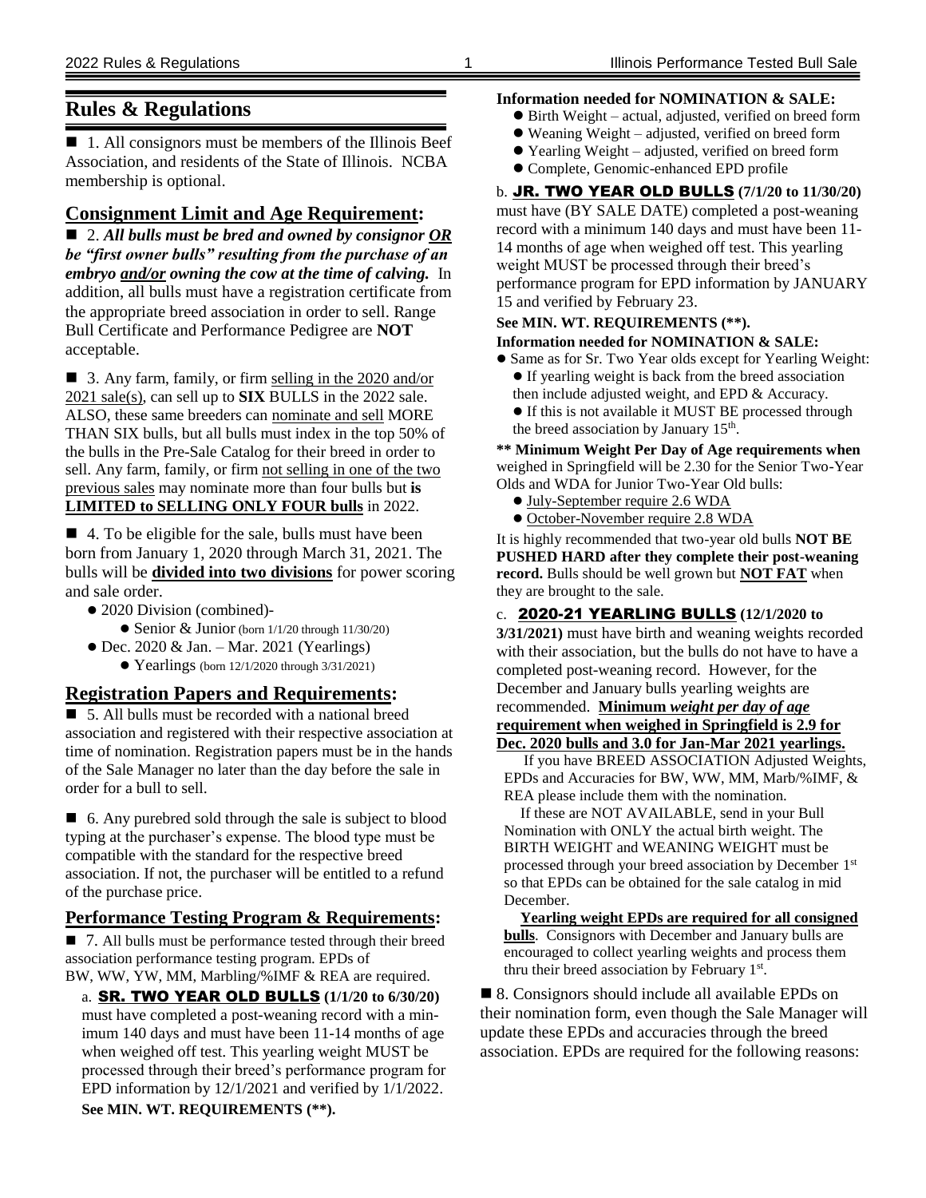## Rules & Regulations

■ 1. All consignors must be members of the Illinois Beef Association, and residents of the State of Illinois. NCBA membership is optional.

### Consignment Limit and Age Requirement:

■ 2. ***All bulls must be bred and owned by consignor <u>OR</u> be "first owner bulls" resulting from the purchase of an embryo <u>and/or</u> owning the cow at the time of calving.*** In addition, all bulls must have a registration certificate from the appropriate breed association in order to sell. Range Bull Certificate and Performance Pedigree are **NOT** acceptable.

■ 3. Any farm, family, or firm <u>selling in the 2020 and/or 2021 sale(s)</u>, can sell up to **SIX** BULLS in the 2022 sale. ALSO, these same breeders can <u>nominate and sell</u> MORE THAN SIX bulls, but all bulls must index in the top 50% of the bulls in the Pre-Sale Catalog for their breed in order to sell. Any farm, family, or firm <u>not selling in one of the two previous sales</u> may nominate more than four bulls but **<u>is LIMITED to SELLING ONLY FOUR bulls</u>** in 2022.

■ 4. To be eligible for the sale, bulls must have been born from January 1, 2020 through March 31, 2021. The bulls will be **<u>divided into two divisions</u>** for power scoring and sale order.

- 2020 Division (combined)-
  - Senior & Junior (born 1/1/20 through 11/30/20)
- Dec. 2020 & Jan. – Mar. 2021 (Yearlings)
  - Yearlings (born 12/1/2020 through 3/31/2021)

### Registration Papers and Requirements:

■ 5. All bulls must be recorded with a national breed association and registered with their respective association at time of nomination. Registration papers must be in the hands of the Sale Manager no later than the day before the sale in order for a bull to sell.

■ 6. Any purebred sold through the sale is subject to blood typing at the purchaser's expense. The blood type must be compatible with the standard for the respective breed association. If not, the purchaser will be entitled to a refund of the purchase price.

### Performance Testing Program & Requirements:

■ 7. All bulls must be performance tested through their breed association performance testing program. EPDs of BW, WW, YW, MM, Marbling/%IMF & REA are required.

a. **SR. TWO YEAR OLD BULLS (1/1/20 to 6/30/20)** must have completed a post-weaning record with a minimum 140 days and must have been 11-14 months of age when weighed off test. This yearling weight MUST be processed through their breed's performance program for EPD information by 12/1/2021 and verified by 1/1/2022. **See MIN. WT. REQUIREMENTS (\*\*).**

**Information needed for NOMINATION & SALE:**

- Birth Weight – actual, adjusted, verified on breed form
- Weaning Weight – adjusted, verified on breed form
- Yearling Weight – adjusted, verified on breed form
- Complete, Genomic-enhanced EPD profile

b. **JR. TWO YEAR OLD BULLS (7/1/20 to 11/30/20)** must have (BY SALE DATE) completed a post-weaning record with a minimum 140 days and must have been 11-14 months of age when weighed off test. This yearling weight MUST be processed through their breed's performance program for EPD information by JANUARY 15 and verified by February 23.

**See MIN. WT. REQUIREMENTS (\*\*).**

**Information needed for NOMINATION & SALE:**

- Same as for Sr. Two Year olds except for Yearling Weight:
  - If yearling weight is back from the breed association then include adjusted weight, and EPD & Accuracy.
  - If this is not available it MUST BE processed through the breed association by January 15th.

**\*\* Minimum Weight Per Day of Age requirements when** weighed in Springfield will be 2.30 for the Senior Two-Year Olds and WDA for Junior Two-Year Old bulls:

- <u>July-September require 2.6 WDA</u>
- <u>October-November require 2.8 WDA</u>

It is highly recommended that two-year old bulls **NOT BE PUSHED HARD after they complete their post-weaning record.** Bulls should be well grown but **<u>NOT FAT</u>** when they are brought to the sale.

c. **2020-21 YEARLING BULLS (12/1/2020 to 3/31/2021)** must have birth and weaning weights recorded with their association, but the bulls do not have to have a completed post-weaning record. However, for the December and January bulls yearling weights are recommended. **<u>Minimum *weight per day of age* requirement when weighed in Springfield is 2.9 for Dec. 2020 bulls and 3.0 for Jan-Mar 2021 yearlings.</u>**

If you have BREED ASSOCIATION Adjusted Weights, EPDs and Accuracies for BW, WW, MM, Marb/%IMF, & REA please include them with the nomination.

If these are NOT AVAILABLE, send in your Bull Nomination with ONLY the actual birth weight. The BIRTH WEIGHT and WEANING WEIGHT must be processed through your breed association by December 1st so that EPDs can be obtained for the sale catalog in mid December.

**<u>Yearling weight EPDs are required for all consigned bulls</u>**. Consignors with December and January bulls are encouraged to collect yearling weights and process them thru their breed association by February 1st.

■ 8. Consignors should include all available EPDs on their nomination form, even though the Sale Manager will update these EPDs and accuracies through the breed association. EPDs are required for the following reasons: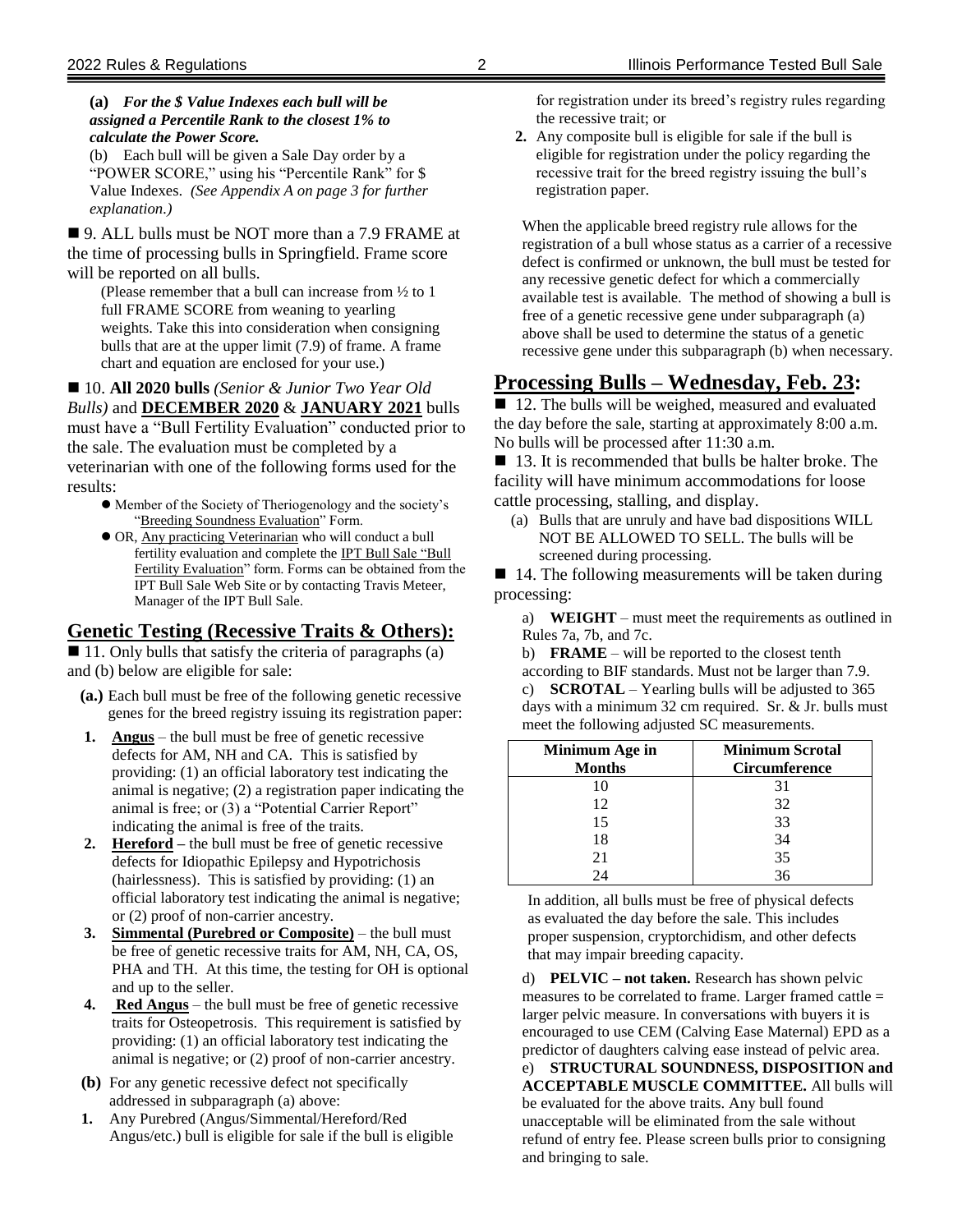**(a)** ***For the $ Value Indexes each bull will be assigned a Percentile Rank to the closest 1% to calculate the Power Score.***

(b) Each bull will be given a Sale Day order by a "POWER SCORE," using his "Percentile Rank" for $ Value Indexes. *(See Appendix A on page 3 for further explanation.)*

■ 9. ALL bulls must be NOT more than a 7.9 FRAME at the time of processing bulls in Springfield. Frame score will be reported on all bulls.

(Please remember that a bull can increase from ½ to 1 full FRAME SCORE from weaning to yearling weights. Take this into consideration when consigning bulls that are at the upper limit (7.9) of frame. A frame chart and equation are enclosed for your use.)

■ 10. **All 2020 bulls** *(Senior & Junior Two Year Old Bulls)* and **DECEMBER 2020** & **JANUARY 2021** bulls must have a "Bull Fertility Evaluation" conducted prior to the sale. The evaluation must be completed by a veterinarian with one of the following forms used for the results:

- Member of the Society of Theriogenology and the society's "Breeding Soundness Evaluation" Form.
- OR, Any practicing Veterinarian who will conduct a bull fertility evaluation and complete the IPT Bull Sale "Bull Fertility Evaluation" form. Forms can be obtained from the IPT Bull Sale Web Site or by contacting Travis Meteer, Manager of the IPT Bull Sale.

## Genetic Testing (Recessive Traits & Others):

■ 11. Only bulls that satisfy the criteria of paragraphs (a) and (b) below are eligible for sale:

**(a.)** Each bull must be free of the following genetic recessive genes for the breed registry issuing its registration paper:

1. **Angus** – the bull must be free of genetic recessive defects for AM, NH and CA. This is satisfied by providing: (1) an official laboratory test indicating the animal is negative; (2) a registration paper indicating the animal is free; or (3) a "Potential Carrier Report" indicating the animal is free of the traits.
2. **Hereford –** the bull must be free of genetic recessive defects for Idiopathic Epilepsy and Hypotrichosis (hairlessness). This is satisfied by providing: (1) an official laboratory test indicating the animal is negative; or (2) proof of non-carrier ancestry.
3. **Simmental (Purebred or Composite)** – the bull must be free of genetic recessive traits for AM, NH, CA, OS, PHA and TH. At this time, the testing for OH is optional and up to the seller.
4. **Red Angus** – the bull must be free of genetic recessive traits for Osteopetrosis. This requirement is satisfied by providing: (1) an official laboratory test indicating the animal is negative; or (2) proof of non-carrier ancestry.

**(b)** For any genetic recessive defect not specifically addressed in subparagraph (a) above:

1. Any Purebred (Angus/Simmental/Hereford/Red Angus/etc.) bull is eligible for sale if the bull is eligible for registration under its breed's registry rules regarding the recessive trait; or
2. Any composite bull is eligible for sale if the bull is eligible for registration under the policy regarding the recessive trait for the breed registry issuing the bull's registration paper.

When the applicable breed registry rule allows for the registration of a bull whose status as a carrier of a recessive defect is confirmed or unknown, the bull must be tested for any recessive genetic defect for which a commercially available test is available. The method of showing a bull is free of a genetic recessive gene under subparagraph (a) above shall be used to determine the status of a genetic recessive gene under this subparagraph (b) when necessary.

## Processing Bulls – Wednesday, Feb. 23:

■ 12. The bulls will be weighed, measured and evaluated the day before the sale, starting at approximately 8:00 a.m. No bulls will be processed after 11:30 a.m.

■ 13. It is recommended that bulls be halter broke. The facility will have minimum accommodations for loose cattle processing, stalling, and display.

(a) Bulls that are unruly and have bad dispositions WILL NOT BE ALLOWED TO SELL. The bulls will be screened during processing.

■ 14. The following measurements will be taken during processing:

a) **WEIGHT** – must meet the requirements as outlined in Rules 7a, 7b, and 7c.

b) **FRAME** – will be reported to the closest tenth according to BIF standards. Must not be larger than 7.9.

c) **SCROTAL** – Yearling bulls will be adjusted to 365 days with a minimum 32 cm required. Sr. & Jr. bulls must meet the following adjusted SC measurements.

| Minimum Age in Months | Minimum Scrotal Circumference |
|---|---|
| 10 | 31 |
| 12 | 32 |
| 15 | 33 |
| 18 | 34 |
| 21 | 35 |
| 24 | 36 |

In addition, all bulls must be free of physical defects as evaluated the day before the sale. This includes proper suspension, cryptorchidism, and other defects that may impair breeding capacity.

d) **PELVIC – not taken.** Research has shown pelvic measures to be correlated to frame. Larger framed cattle = larger pelvic measure. In conversations with buyers it is encouraged to use CEM (Calving Ease Maternal) EPD as a predictor of daughters calving ease instead of pelvic area.

e) **STRUCTURAL SOUNDNESS, DISPOSITION and ACCEPTABLE MUSCLE COMMITTEE.** All bulls will be evaluated for the above traits. Any bull found unacceptable will be eliminated from the sale without refund of entry fee. Please screen bulls prior to consigning and bringing to sale.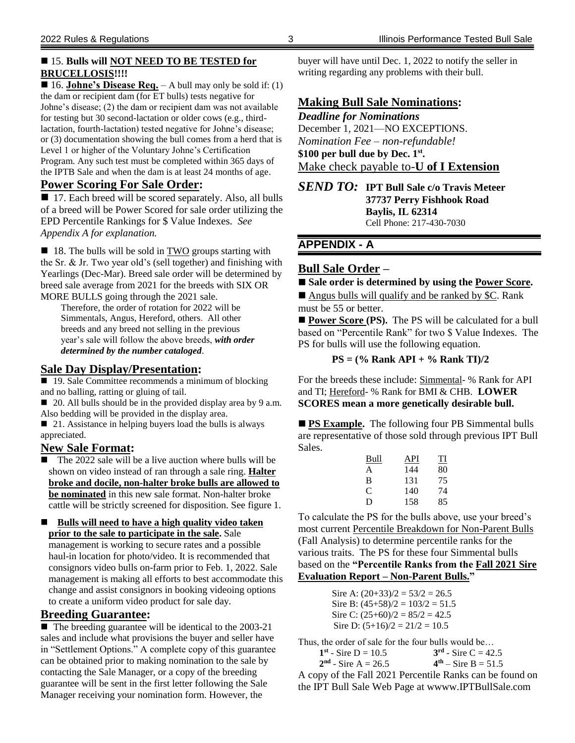■ 15. **Bulls will NOT NEED TO BE TESTED for BRUCELLOSIS!!!!**

■ 16. **Johne's Disease Req.** – A bull may only be sold if: (1) the dam or recipient dam (for ET bulls) tests negative for Johne's disease; (2) the dam or recipient dam was not available for testing but 30 second-lactation or older cows (e.g., third-lactation, fourth-lactation) tested negative for Johne's disease; or (3) documentation showing the bull comes from a herd that is Level 1 or higher of the Voluntary Johne's Certification Program. Any such test must be completed within 365 days of the IPTB Sale and when the dam is at least 24 months of age.

## Power Scoring For Sale Order:

■ 17. Each breed will be scored separately. Also, all bulls of a breed will be Power Scored for sale order utilizing the EPD Percentile Rankings for $ Value Indexes. *See Appendix A for explanation.*

■ 18. The bulls will be sold in TWO groups starting with the Sr. & Jr. Two year old's (sell together) and finishing with Yearlings (Dec-Mar). Breed sale order will be determined by breed sale average from 2021 for the breeds with SIX OR MORE BULLS going through the 2021 sale.

Therefore, the order of rotation for 2022 will be Simmentals, Angus, Hereford, others. All other breeds and any breed not selling in the previous year's sale will follow the above breeds, ***with order determined by the number cataloged***.

## Sale Day Display/Presentation:

■ 19. Sale Committee recommends a minimum of blocking and no balling, ratting or gluing of tail.

■ 20. All bulls should be in the provided display area by 9 a.m. Also bedding will be provided in the display area.

■ 21. Assistance in helping buyers load the bulls is always appreciated.

## New Sale Format:

- The 2022 sale will be a live auction where bulls will be shown on video instead of ran through a sale ring. **Halter broke and docile, non-halter broke bulls are allowed to be nominated** in this new sale format. Non-halter broke cattle will be strictly screened for disposition. See figure 1.
- **Bulls will need to have a high quality video taken prior to the sale to participate in the sale.** Sale management is working to secure rates and a possible haul-in location for photo/video. It is recommended that consignors video bulls on-farm prior to Feb. 1, 2022. Sale management is making all efforts to best accommodate this change and assist consignors in booking videoing options to create a uniform video product for sale day.

## Breeding Guarantee:

■ The breeding guarantee will be identical to the 2003-21 sales and include what provisions the buyer and seller have in "Settlement Options." A complete copy of this guarantee can be obtained prior to making nomination to the sale by contacting the Sale Manager, or a copy of the breeding guarantee will be sent in the first letter following the Sale Manager receiving your nomination form. However, the buyer will have until Dec. 1, 2022 to notify the seller in writing regarding any problems with their bull.

## Making Bull Sale Nominations:

***Deadline for Nominations***
December 1, 2021—NO EXCEPTIONS.
*Nomination Fee – non-refundable!*
**$100 per bull due by Dec. 1st.**
Make check payable to-**U of I Extension**

***SEND TO:*** **IPT Bull Sale c/o Travis Meteer**
**37737 Perry Fishhook Road**
**Baylis, IL 62314**
Cell Phone: 217-430-7030

## APPENDIX - A

## Bull Sale Order –

■ **Sale order is determined by using the Power Score.**

■ Angus bulls will qualify and be ranked by $C. Rank must be 55 or better.

■ **Power Score (PS).** The PS will be calculated for a bull based on "Percentile Rank" for two $ Value Indexes. The PS for bulls will use the following equation.

**PS = (% Rank API + % Rank TI)/2**

For the breeds these include: Simmental- % Rank for API and TI; Hereford- % Rank for BMI & CHB. **LOWER SCORES mean a more genetically desirable bull.**

■ **PS Example.** The following four PB Simmental bulls are representative of those sold through previous IPT Bull Sales.

| Bull | API | TI |
|---|---|---|
| A | 144 | 80 |
| B | 131 | 75 |
| C | 140 | 74 |
| D | 158 | 85 |

To calculate the PS for the bulls above, use your breed's most current Percentile Breakdown for Non-Parent Bulls (Fall Analysis) to determine percentile ranks for the various traits. The PS for these four Simmental bulls based on the **"Percentile Ranks from the Fall 2021 Sire Evaluation Report – Non-Parent Bulls."**

Sire A: (20+33)/2 = 53/2 = 26.5
Sire B: (45+58)/2 = 103/2 = 51.5
Sire C: (25+60)/2 = 85/2 = 42.5
Sire D: (5+16)/2 = 21/2 = 10.5

Thus, the order of sale for the four bulls would be…

**1st** - Sire D = 10.5
**2nd** - Sire A = 26.5
**3rd** - Sire C = 42.5
**4th** – Sire B = 51.5

A copy of the Fall 2021 Percentile Ranks can be found on the IPT Bull Sale Web Page at wwww.IPTBullSale.com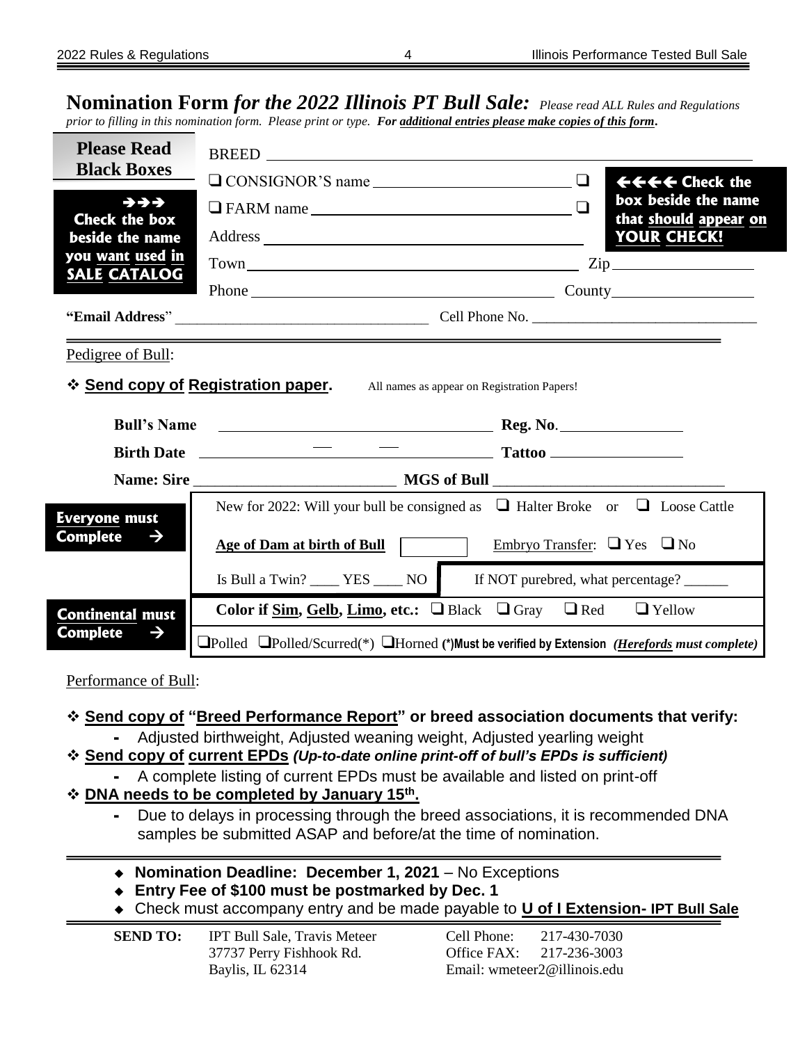## Nomination Form *for the 2022 Illinois PT Bull Sale:* *Please read ALL Rules and Regulations prior to filling in this nomination form. Please print or type.* ***For additional entries please make copies of this form.***

**Please Read Black Boxes**

**→→→ Check the box beside the name you want used in SALE CATALOG**

BREED ____________________

❑ CONSIGNOR'S name ____________________ ❑

❑ FARM name ____________________ ❑

**←←←← Check the box beside the name that should appear on YOUR CHECK!**

Address ____________________

Town ____________________ Zip ____________________

Phone ____________________ County ____________________

**"Email Address"** ____________________ Cell Phone No. ____________________

---

Pedigree of Bull:

❖ **Send copy of Registration paper.** All names as appear on Registration Papers!

**Bull's Name** ____________________ **Reg. No.** ____________________

**Birth Date** ____________________ **Tattoo** ____________________

**Name: Sire** ____________________ **MGS of Bull** ____________________

**Everyone must Complete →**

| | |
|---|---|
| New for 2022: Will your bull be consigned as ❑ Halter Broke or ❑ Loose Cattle | |
| **Age of Dam at birth of Bull** ☐ | Embryo Transfer: ❑ Yes ❑ No |
| Is Bull a Twin? ____ YES ____ NO | If NOT purebred, what percentage? ______ |

**Continental must Complete →**

| |
|---|
| **Color if Sim, Gelb, Limo, etc.:** ❑ Black ❑ Gray ❑ Red ❑ Yellow |
| ❑Polled ❑Polled/Scurred(*) ❑Horned **(*)Must be verified by Extension** *(Herefords must complete)* |

Performance of Bull:

❖ **Send copy of "Breed Performance Report" or breed association documents that verify:**
- Adjusted birthweight, Adjusted weaning weight, Adjusted yearling weight

❖ **Send copy of current EPDs** ***(Up-to-date online print-off of bull's EPDs is sufficient)***
- A complete listing of current EPDs must be available and listed on print-off

❖ **DNA needs to be completed by January 15th.**
- Due to delays in processing through the breed associations, it is recommended DNA samples be submitted ASAP and before/at the time of nomination.

---

- **Nomination Deadline: December 1, 2021** – No Exceptions
- **Entry Fee of $100 must be postmarked by Dec. 1**
- Check must accompany entry and be made payable to **U of I Extension- IPT Bull Sale**

| | | |
|---|---|---|
| **SEND TO:** | IPT Bull Sale, Travis Meteer<br>37737 Perry Fishhook Rd.<br>Baylis, IL 62314 | Cell Phone: 217-430-7030<br>Office FAX: 217-236-3003<br>Email: wmeteer2@illinois.edu |